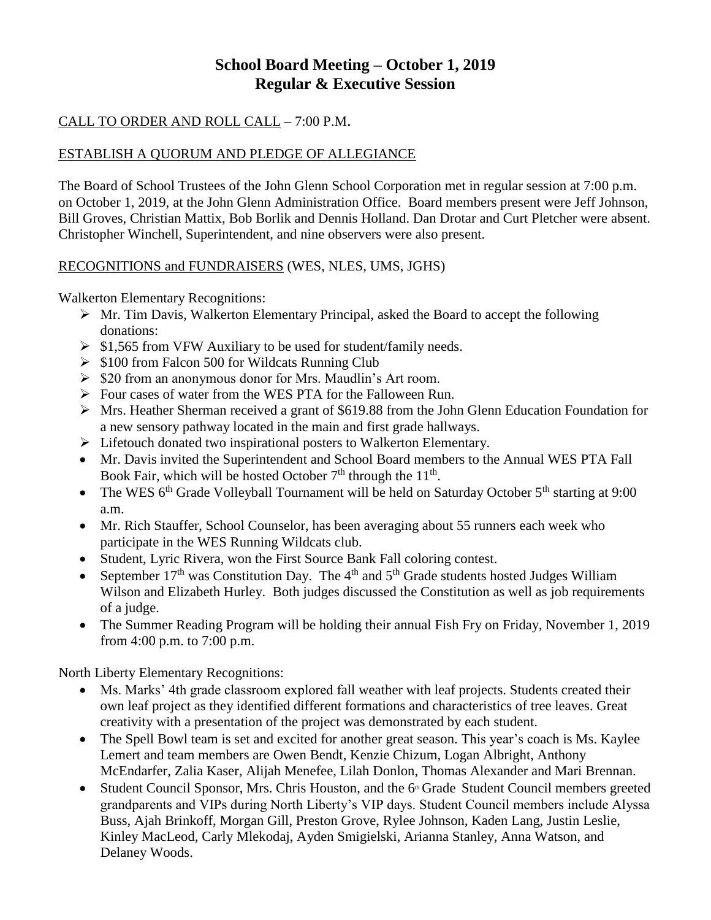# School Board Meeting – October 1, 2019
## Regular & Executive Session

CALL TO ORDER AND ROLL CALL – 7:00 P.M.

ESTABLISH A QUORUM AND PLEDGE OF ALLEGIANCE

The Board of School Trustees of the John Glenn School Corporation met in regular session at 7:00 p.m. on October 1, 2019, at the John Glenn Administration Office. Board members present were Jeff Johnson, Bill Groves, Christian Mattix, Bob Borlik and Dennis Holland. Dan Drotar and Curt Pletcher were absent. Christopher Winchell, Superintendent, and nine observers were also present.

RECOGNITIONS and FUNDRAISERS (WES, NLES, UMS, JGHS)

Walkerton Elementary Recognitions:

- Mr. Tim Davis, Walkerton Elementary Principal, asked the Board to accept the following donations:
- $1,565 from VFW Auxiliary to be used for student/family needs.
- $100 from Falcon 500 for Wildcats Running Club
- $20 from an anonymous donor for Mrs. Maudlin's Art room.
- Four cases of water from the WES PTA for the Falloween Run.
- Mrs. Heather Sherman received a grant of $619.88 from the John Glenn Education Foundation for a new sensory pathway located in the main and first grade hallways.
- Lifetouch donated two inspirational posters to Walkerton Elementary.
- Mr. Davis invited the Superintendent and School Board members to the Annual WES PTA Fall Book Fair, which will be hosted October 7th through the 11th.
- The WES 6th Grade Volleyball Tournament will be held on Saturday October 5th starting at 9:00 a.m.
- Mr. Rich Stauffer, School Counselor, has been averaging about 55 runners each week who participate in the WES Running Wildcats club.
- Student, Lyric Rivera, won the First Source Bank Fall coloring contest.
- September 17th was Constitution Day. The 4th and 5th Grade students hosted Judges William Wilson and Elizabeth Hurley. Both judges discussed the Constitution as well as job requirements of a judge.
- The Summer Reading Program will be holding their annual Fish Fry on Friday, November 1, 2019 from 4:00 p.m. to 7:00 p.m.

North Liberty Elementary Recognitions:

- Ms. Marks' 4th grade classroom explored fall weather with leaf projects. Students created their own leaf project as they identified different formations and characteristics of tree leaves. Great creativity with a presentation of the project was demonstrated by each student.
- The Spell Bowl team is set and excited for another great season. This year's coach is Ms. Kaylee Lemert and team members are Owen Bendt, Kenzie Chizum, Logan Albright, Anthony McEndarfer, Zalia Kaser, Alijah Menefee, Lilah Donlon, Thomas Alexander and Mari Brennan.
- Student Council Sponsor, Mrs. Chris Houston, and the 6th Grade Student Council members greeted grandparents and VIPs during North Liberty's VIP days. Student Council members include Alyssa Buss, Ajah Brinkoff, Morgan Gill, Preston Grove, Rylee Johnson, Kaden Lang, Justin Leslie, Kinley MacLeod, Carly Mlekodaj, Ayden Smigielski, Arianna Stanley, Anna Watson, and Delaney Woods.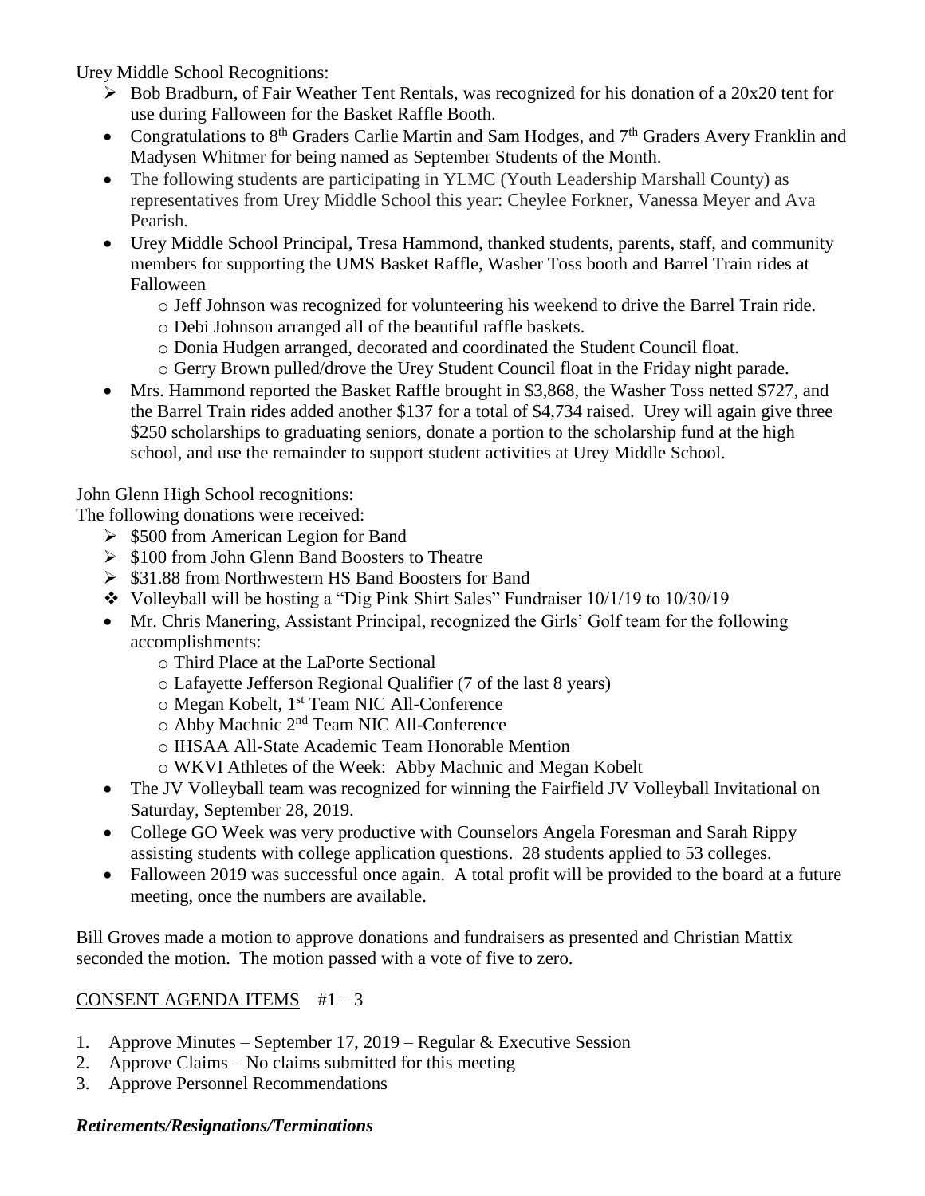Urey Middle School Recognitions:

- Bob Bradburn, of Fair Weather Tent Rentals, was recognized for his donation of a 20x20 tent for use during Falloween for the Basket Raffle Booth.
- Congratulations to 8th Graders Carlie Martin and Sam Hodges, and 7th Graders Avery Franklin and Madysen Whitmer for being named as September Students of the Month.
- The following students are participating in YLMC (Youth Leadership Marshall County) as representatives from Urey Middle School this year: Cheylee Forkner, Vanessa Meyer and Ava Pearish.
- Urey Middle School Principal, Tresa Hammond, thanked students, parents, staff, and community members for supporting the UMS Basket Raffle, Washer Toss booth and Barrel Train rides at Falloween
  - Jeff Johnson was recognized for volunteering his weekend to drive the Barrel Train ride.
  - Debi Johnson arranged all of the beautiful raffle baskets.
  - Donia Hudgen arranged, decorated and coordinated the Student Council float.
  - Gerry Brown pulled/drove the Urey Student Council float in the Friday night parade.
- Mrs. Hammond reported the Basket Raffle brought in $3,868, the Washer Toss netted $727, and the Barrel Train rides added another $137 for a total of $4,734 raised. Urey will again give three $250 scholarships to graduating seniors, donate a portion to the scholarship fund at the high school, and use the remainder to support student activities at Urey Middle School.

John Glenn High School recognitions:

The following donations were received:

- $500 from American Legion for Band
- $100 from John Glenn Band Boosters to Theatre
- $31.88 from Northwestern HS Band Boosters for Band
- Volleyball will be hosting a "Dig Pink Shirt Sales" Fundraiser 10/1/19 to 10/30/19
- Mr. Chris Manering, Assistant Principal, recognized the Girls' Golf team for the following accomplishments:
  - Third Place at the LaPorte Sectional
  - Lafayette Jefferson Regional Qualifier (7 of the last 8 years)
  - Megan Kobelt, 1st Team NIC All-Conference
  - Abby Machnic 2nd Team NIC All-Conference
  - IHSAA All-State Academic Team Honorable Mention
  - WKVI Athletes of the Week: Abby Machnic and Megan Kobelt
- The JV Volleyball team was recognized for winning the Fairfield JV Volleyball Invitational on Saturday, September 28, 2019.
- College GO Week was very productive with Counselors Angela Foresman and Sarah Rippy assisting students with college application questions. 28 students applied to 53 colleges.
- Falloween 2019 was successful once again. A total profit will be provided to the board at a future meeting, once the numbers are available.

Bill Groves made a motion to approve donations and fundraisers as presented and Christian Mattix seconded the motion. The motion passed with a vote of five to zero.

<u>CONSENT AGENDA ITEMS</u> #1 – 3

1. Approve Minutes – September 17, 2019 – Regular & Executive Session
2. Approve Claims – No claims submitted for this meeting
3. Approve Personnel Recommendations

***Retirements/Resignations/Terminations***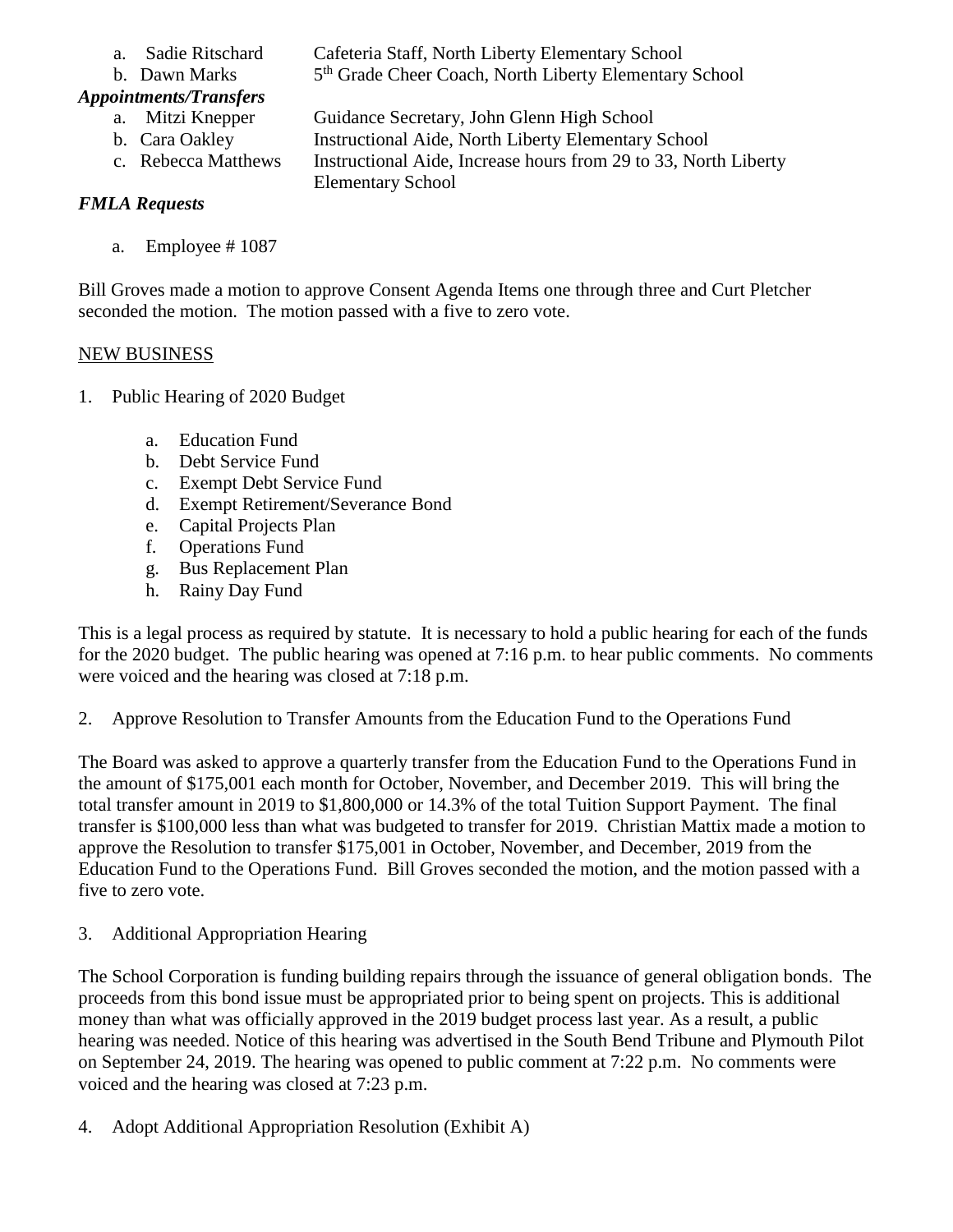a. Sadie Ritschard — Cafeteria Staff, North Liberty Elementary School
b. Dawn Marks — 5th Grade Cheer Coach, North Liberty Elementary School

***Appointments/Transfers***

a. Mitzi Knepper — Guidance Secretary, John Glenn High School
b. Cara Oakley — Instructional Aide, North Liberty Elementary School
c. Rebecca Matthews — Instructional Aide, Increase hours from 29 to 33, North Liberty Elementary School

***FMLA Requests***

a. Employee # 1087

Bill Groves made a motion to approve Consent Agenda Items one through three and Curt Pletcher seconded the motion. The motion passed with a five to zero vote.

NEW BUSINESS

1. Public Hearing of 2020 Budget

   a. Education Fund
   b. Debt Service Fund
   c. Exempt Debt Service Fund
   d. Exempt Retirement/Severance Bond
   e. Capital Projects Plan
   f. Operations Fund
   g. Bus Replacement Plan
   h. Rainy Day Fund

This is a legal process as required by statute. It is necessary to hold a public hearing for each of the funds for the 2020 budget. The public hearing was opened at 7:16 p.m. to hear public comments. No comments were voiced and the hearing was closed at 7:18 p.m.

2. Approve Resolution to Transfer Amounts from the Education Fund to the Operations Fund

The Board was asked to approve a quarterly transfer from the Education Fund to the Operations Fund in the amount of $175,001 each month for October, November, and December 2019. This will bring the total transfer amount in 2019 to $1,800,000 or 14.3% of the total Tuition Support Payment. The final transfer is $100,000 less than what was budgeted to transfer for 2019. Christian Mattix made a motion to approve the Resolution to transfer $175,001 in October, November, and December, 2019 from the Education Fund to the Operations Fund. Bill Groves seconded the motion, and the motion passed with a five to zero vote.

3. Additional Appropriation Hearing

The School Corporation is funding building repairs through the issuance of general obligation bonds. The proceeds from this bond issue must be appropriated prior to being spent on projects. This is additional money than what was officially approved in the 2019 budget process last year. As a result, a public hearing was needed. Notice of this hearing was advertised in the South Bend Tribune and Plymouth Pilot on September 24, 2019. The hearing was opened to public comment at 7:22 p.m. No comments were voiced and the hearing was closed at 7:23 p.m.

4. Adopt Additional Appropriation Resolution (Exhibit A)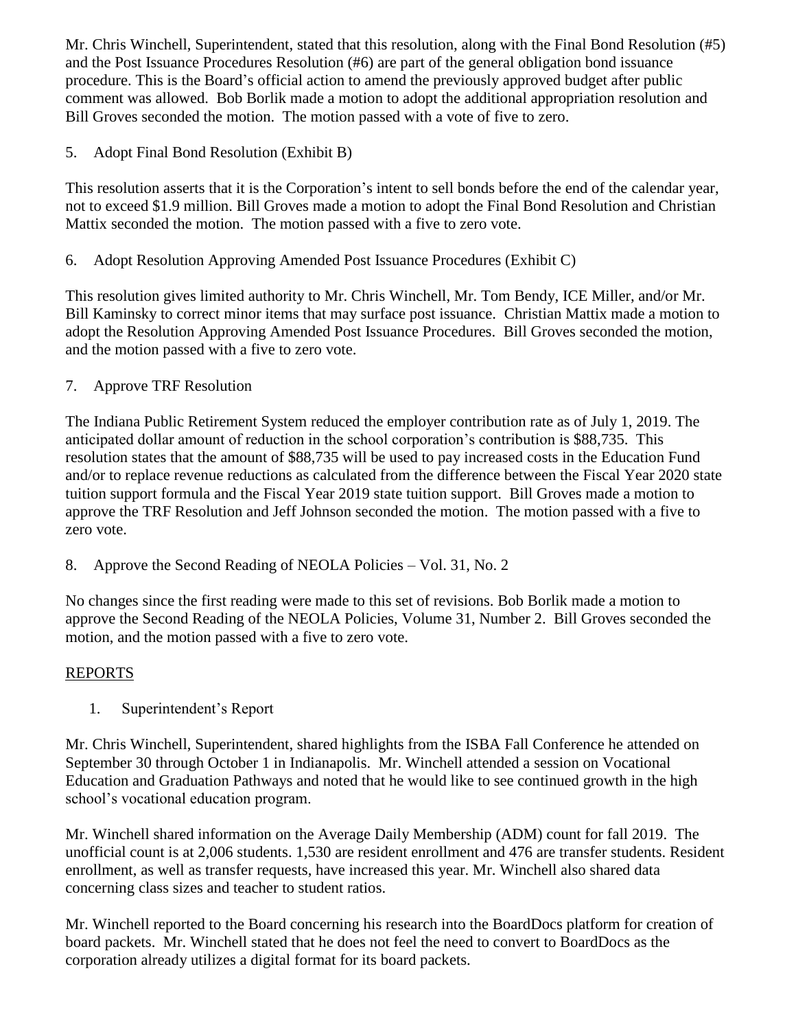Mr. Chris Winchell, Superintendent, stated that this resolution, along with the Final Bond Resolution (#5) and the Post Issuance Procedures Resolution (#6) are part of the general obligation bond issuance procedure. This is the Board's official action to amend the previously approved budget after public comment was allowed. Bob Borlik made a motion to adopt the additional appropriation resolution and Bill Groves seconded the motion. The motion passed with a vote of five to zero.

5. Adopt Final Bond Resolution (Exhibit B)

This resolution asserts that it is the Corporation's intent to sell bonds before the end of the calendar year, not to exceed $1.9 million. Bill Groves made a motion to adopt the Final Bond Resolution and Christian Mattix seconded the motion. The motion passed with a five to zero vote.

6. Adopt Resolution Approving Amended Post Issuance Procedures (Exhibit C)

This resolution gives limited authority to Mr. Chris Winchell, Mr. Tom Bendy, ICE Miller, and/or Mr. Bill Kaminsky to correct minor items that may surface post issuance. Christian Mattix made a motion to adopt the Resolution Approving Amended Post Issuance Procedures. Bill Groves seconded the motion, and the motion passed with a five to zero vote.

7. Approve TRF Resolution

The Indiana Public Retirement System reduced the employer contribution rate as of July 1, 2019. The anticipated dollar amount of reduction in the school corporation's contribution is $88,735. This resolution states that the amount of $88,735 will be used to pay increased costs in the Education Fund and/or to replace revenue reductions as calculated from the difference between the Fiscal Year 2020 state tuition support formula and the Fiscal Year 2019 state tuition support. Bill Groves made a motion to approve the TRF Resolution and Jeff Johnson seconded the motion. The motion passed with a five to zero vote.

8. Approve the Second Reading of NEOLA Policies – Vol. 31, No. 2

No changes since the first reading were made to this set of revisions. Bob Borlik made a motion to approve the Second Reading of the NEOLA Policies, Volume 31, Number 2. Bill Groves seconded the motion, and the motion passed with a five to zero vote.

REPORTS

1. Superintendent's Report

Mr. Chris Winchell, Superintendent, shared highlights from the ISBA Fall Conference he attended on September 30 through October 1 in Indianapolis. Mr. Winchell attended a session on Vocational Education and Graduation Pathways and noted that he would like to see continued growth in the high school's vocational education program.

Mr. Winchell shared information on the Average Daily Membership (ADM) count for fall 2019. The unofficial count is at 2,006 students. 1,530 are resident enrollment and 476 are transfer students. Resident enrollment, as well as transfer requests, have increased this year. Mr. Winchell also shared data concerning class sizes and teacher to student ratios.

Mr. Winchell reported to the Board concerning his research into the BoardDocs platform for creation of board packets. Mr. Winchell stated that he does not feel the need to convert to BoardDocs as the corporation already utilizes a digital format for its board packets.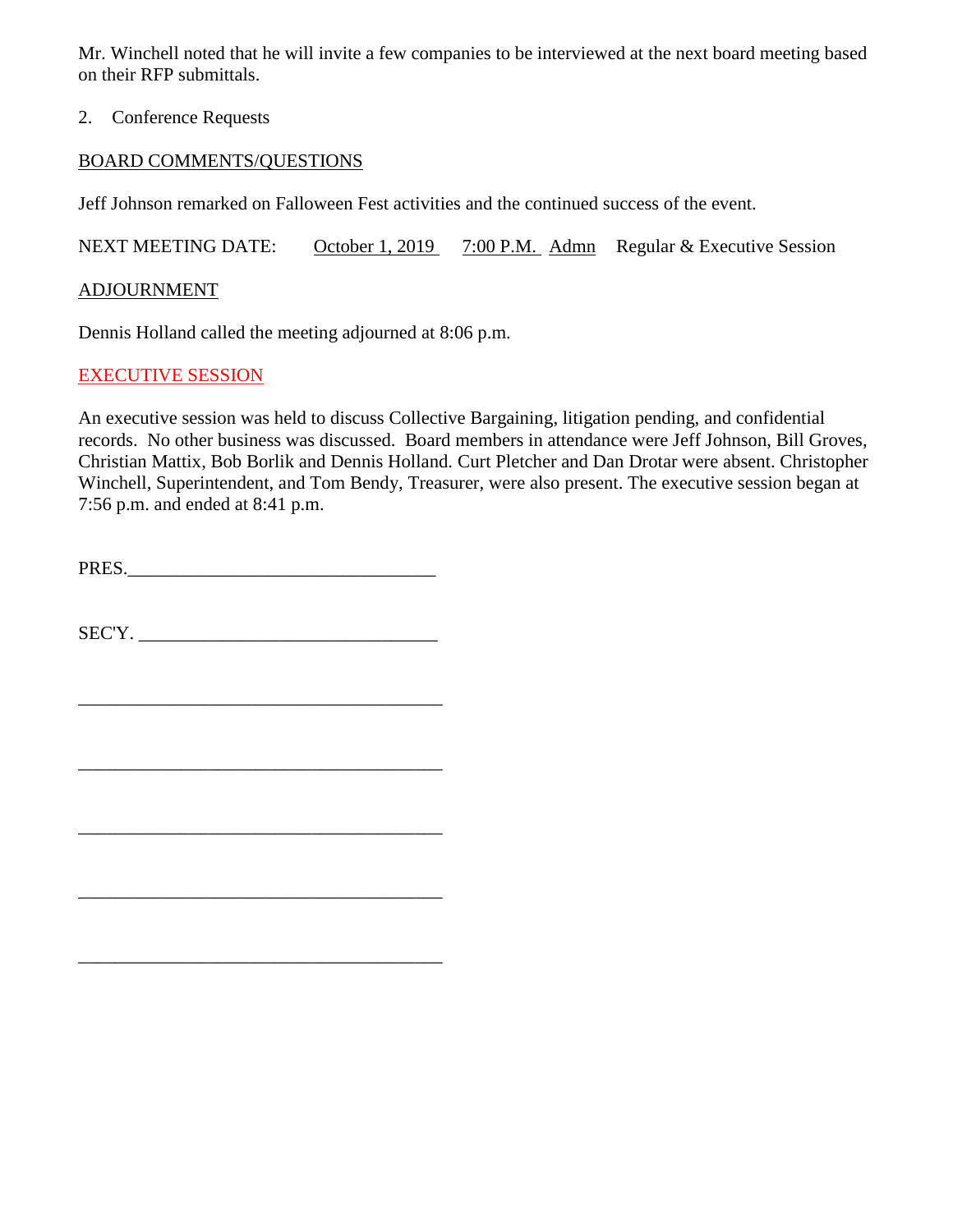Mr. Winchell noted that he will invite a few companies to be interviewed at the next board meeting based on their RFP submittals.

2. Conference Requests

BOARD COMMENTS/QUESTIONS

Jeff Johnson remarked on Falloween Fest activities and the continued success of the event.

NEXT MEETING DATE: October 1, 2019 7:00 P.M. Admn Regular & Executive Session

ADJOURNMENT

Dennis Holland called the meeting adjourned at 8:06 p.m.

EXECUTIVE SESSION

An executive session was held to discuss Collective Bargaining, litigation pending, and confidential records. No other business was discussed. Board members in attendance were Jeff Johnson, Bill Groves, Christian Mattix, Bob Borlik and Dennis Holland. Curt Pletcher and Dan Drotar were absent. Christopher Winchell, Superintendent, and Tom Bendy, Treasurer, were also present. The executive session began at 7:56 p.m. and ended at 8:41 p.m.

PRES.________________________________

SEC'Y. ________________________________

______________________________________

______________________________________

______________________________________

______________________________________

______________________________________